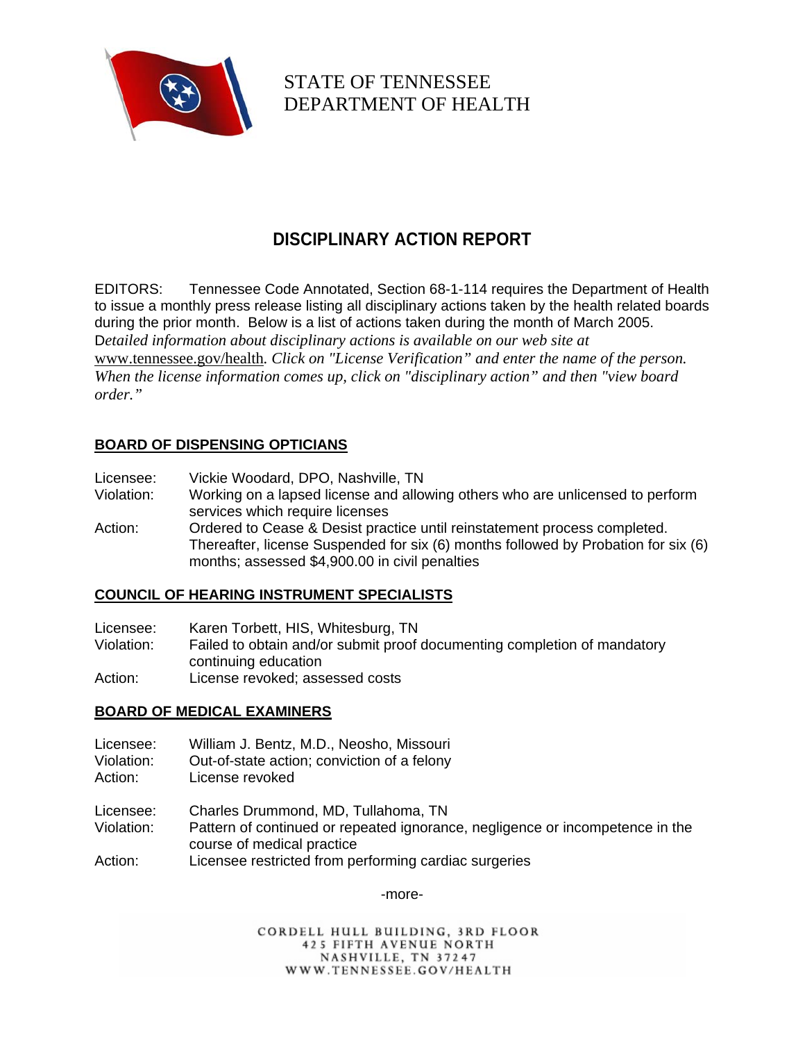STATE OF TENNESSEE
DEPARTMENT OF HEALTH

# DISCIPLINARY ACTION REPORT

EDITORS: Tennessee Code Annotated, Section 68-1-114 requires the Department of Health to issue a monthly press release listing all disciplinary actions taken by the health related boards during the prior month. Below is a list of actions taken during the month of March 2005. D*etailed information about disciplinary actions is available on our web site at* www.tennessee.gov/health*. Click on "License Verification" and enter the name of the person. When the license information comes up, click on "disciplinary action" and then "view board order."*

## BOARD OF DISPENSING OPTICIANS

Licensee: Vickie Woodard, DPO, Nashville, TN
Violation: Working on a lapsed license and allowing others who are unlicensed to perform services which require licenses
Action: Ordered to Cease & Desist practice until reinstatement process completed. Thereafter, license Suspended for six (6) months followed by Probation for six (6) months; assessed $4,900.00 in civil penalties

## COUNCIL OF HEARING INSTRUMENT SPECIALISTS

Licensee: Karen Torbett, HIS, Whitesburg, TN
Violation: Failed to obtain and/or submit proof documenting completion of mandatory continuing education
Action: License revoked; assessed costs

## BOARD OF MEDICAL EXAMINERS

Licensee: William J. Bentz, M.D., Neosho, Missouri
Violation: Out-of-state action; conviction of a felony
Action: License revoked

Licensee: Charles Drummond, MD, Tullahoma, TN
Violation: Pattern of continued or repeated ignorance, negligence or incompetence in the course of medical practice
Action: Licensee restricted from performing cardiac surgeries

-more-

CORDELL HULL BUILDING, 3RD FLOOR
425 FIFTH AVENUE NORTH
NASHVILLE, TN 37247
WWW.TENNESSEE.GOV/HEALTH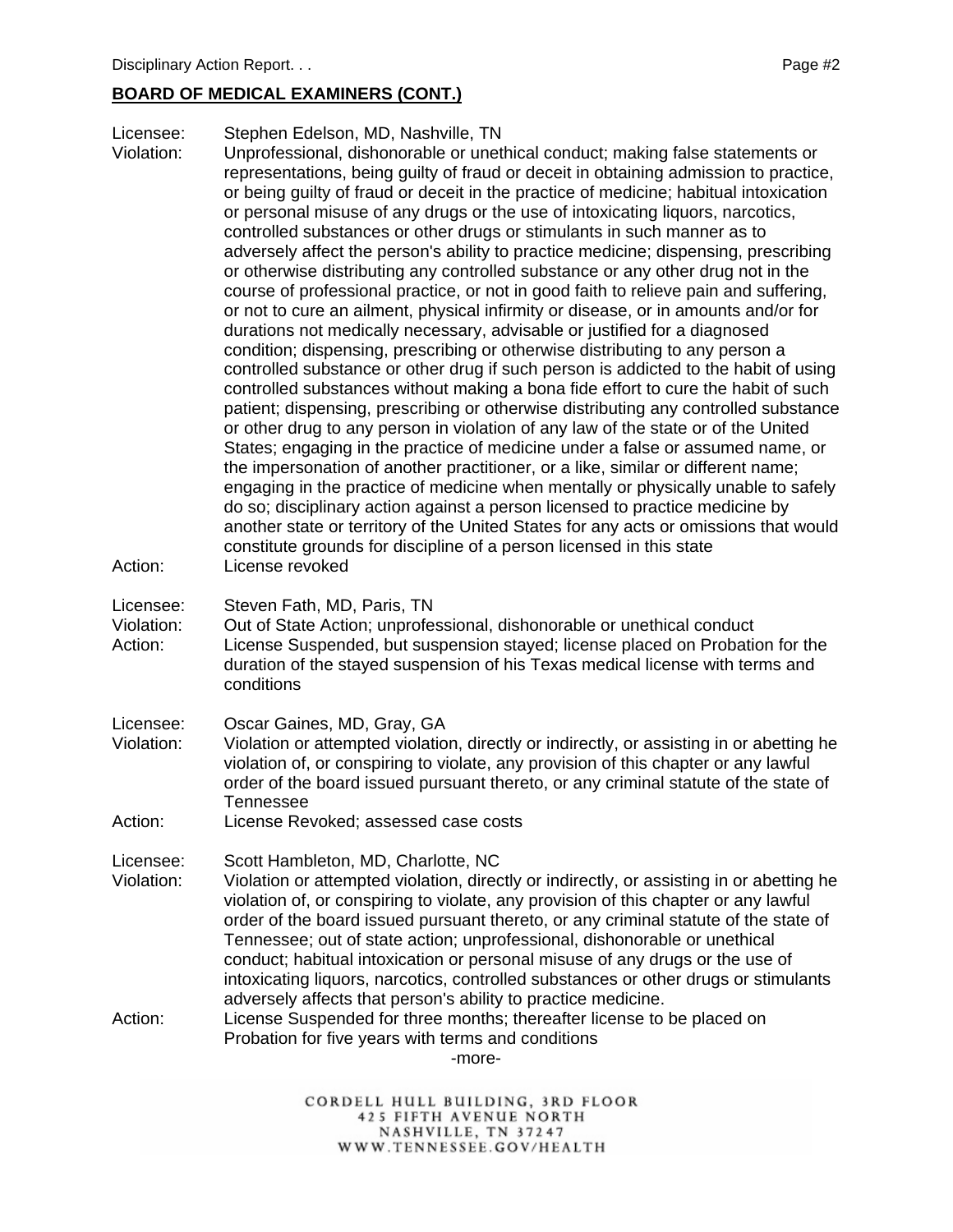## BOARD OF MEDICAL EXAMINERS (CONT.)

Licensee: Stephen Edelson, MD, Nashville, TN
Violation: Unprofessional, dishonorable or unethical conduct; making false statements or representations, being guilty of fraud or deceit in obtaining admission to practice, or being guilty of fraud or deceit in the practice of medicine; habitual intoxication or personal misuse of any drugs or the use of intoxicating liquors, narcotics, controlled substances or other drugs or stimulants in such manner as to adversely affect the person's ability to practice medicine; dispensing, prescribing or otherwise distributing any controlled substance or any other drug not in the course of professional practice, or not in good faith to relieve pain and suffering, or not to cure an ailment, physical infirmity or disease, or in amounts and/or for durations not medically necessary, advisable or justified for a diagnosed condition; dispensing, prescribing or otherwise distributing to any person a controlled substance or other drug if such person is addicted to the habit of using controlled substances without making a bona fide effort to cure the habit of such patient; dispensing, prescribing or otherwise distributing any controlled substance or other drug to any person in violation of any law of the state or of the United States; engaging in the practice of medicine under a false or assumed name, or the impersonation of another practitioner, or a like, similar or different name; engaging in the practice of medicine when mentally or physically unable to safely do so; disciplinary action against a person licensed to practice medicine by another state or territory of the United States for any acts or omissions that would constitute grounds for discipline of a person licensed in this state
Action: License revoked

Licensee: Steven Fath, MD, Paris, TN
Violation: Out of State Action; unprofessional, dishonorable or unethical conduct
Action: License Suspended, but suspension stayed; license placed on Probation for the duration of the stayed suspension of his Texas medical license with terms and conditions

Licensee: Oscar Gaines, MD, Gray, GA
Violation: Violation or attempted violation, directly or indirectly, or assisting in or abetting he violation of, or conspiring to violate, any provision of this chapter or any lawful order of the board issued pursuant thereto, or any criminal statute of the state of Tennessee
Action: License Revoked; assessed case costs

Licensee: Scott Hambleton, MD, Charlotte, NC
Violation: Violation or attempted violation, directly or indirectly, or assisting in or abetting he violation of, or conspiring to violate, any provision of this chapter or any lawful order of the board issued pursuant thereto, or any criminal statute of the state of Tennessee; out of state action; unprofessional, dishonorable or unethical conduct; habitual intoxication or personal misuse of any drugs or the use of intoxicating liquors, narcotics, controlled substances or other drugs or stimulants adversely affects that person's ability to practice medicine.
Action: License Suspended for three months; thereafter license to be placed on Probation for five years with terms and conditions

-more-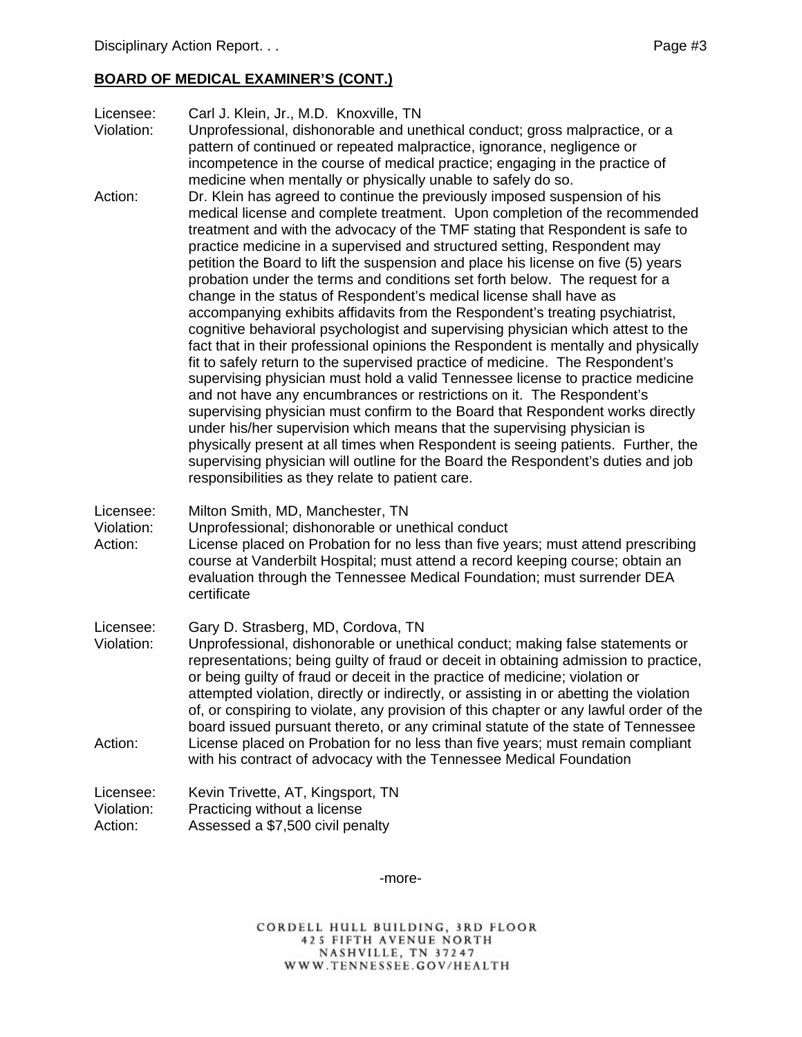## BOARD OF MEDICAL EXAMINER'S (CONT.)

Licensee: Carl J. Klein, Jr., M.D. Knoxville, TN
Violation: Unprofessional, dishonorable and unethical conduct; gross malpractice, or a pattern of continued or repeated malpractice, ignorance, negligence or incompetence in the course of medical practice; engaging in the practice of medicine when mentally or physically unable to safely do so.
Action: Dr. Klein has agreed to continue the previously imposed suspension of his medical license and complete treatment. Upon completion of the recommended treatment and with the advocacy of the TMF stating that Respondent is safe to practice medicine in a supervised and structured setting, Respondent may petition the Board to lift the suspension and place his license on five (5) years probation under the terms and conditions set forth below. The request for a change in the status of Respondent's medical license shall have as accompanying exhibits affidavits from the Respondent's treating psychiatrist, cognitive behavioral psychologist and supervising physician which attest to the fact that in their professional opinions the Respondent is mentally and physically fit to safely return to the supervised practice of medicine. The Respondent's supervising physician must hold a valid Tennessee license to practice medicine and not have any encumbrances or restrictions on it. The Respondent's supervising physician must confirm to the Board that Respondent works directly under his/her supervision which means that the supervising physician is physically present at all times when Respondent is seeing patients. Further, the supervising physician will outline for the Board the Respondent's duties and job responsibilities as they relate to patient care.

Licensee: Milton Smith, MD, Manchester, TN
Violation: Unprofessional; dishonorable or unethical conduct
Action: License placed on Probation for no less than five years; must attend prescribing course at Vanderbilt Hospital; must attend a record keeping course; obtain an evaluation through the Tennessee Medical Foundation; must surrender DEA certificate

Licensee: Gary D. Strasberg, MD, Cordova, TN
Violation: Unprofessional, dishonorable or unethical conduct; making false statements or representations; being guilty of fraud or deceit in obtaining admission to practice, or being guilty of fraud or deceit in the practice of medicine; violation or attempted violation, directly or indirectly, or assisting in or abetting the violation of, or conspiring to violate, any provision of this chapter or any lawful order of the board issued pursuant thereto, or any criminal statute of the state of Tennessee
Action: License placed on Probation for no less than five years; must remain compliant with his contract of advocacy with the Tennessee Medical Foundation

Licensee: Kevin Trivette, AT, Kingsport, TN
Violation: Practicing without a license
Action: Assessed a $7,500 civil penalty

-more-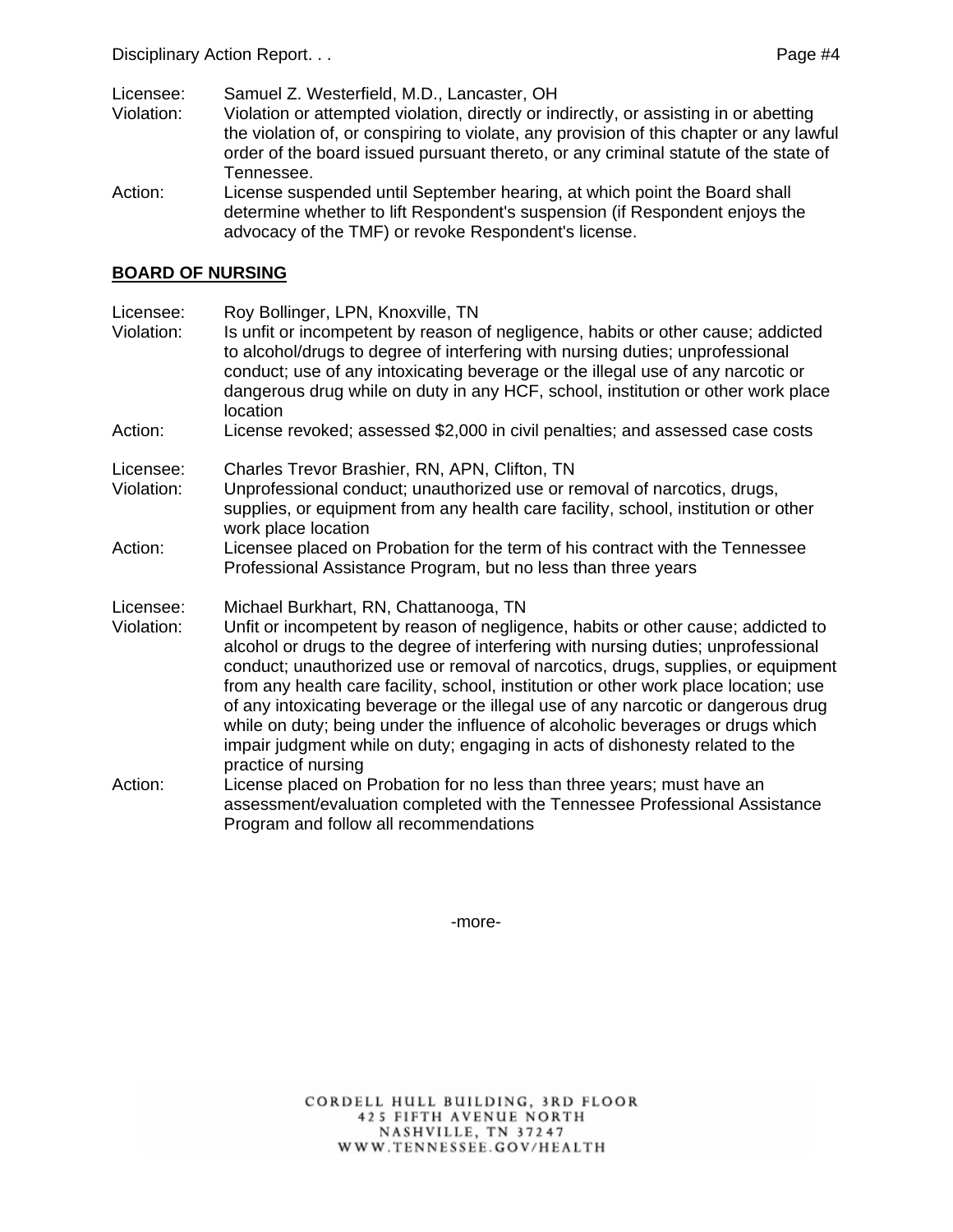Licensee: Samuel Z. Westerfield, M.D., Lancaster, OH
Violation: Violation or attempted violation, directly or indirectly, or assisting in or abetting the violation of, or conspiring to violate, any provision of this chapter or any lawful order of the board issued pursuant thereto, or any criminal statute of the state of Tennessee.
Action: License suspended until September hearing, at which point the Board shall determine whether to lift Respondent's suspension (if Respondent enjoys the advocacy of the TMF) or revoke Respondent's license.

## BOARD OF NURSING

Licensee: Roy Bollinger, LPN, Knoxville, TN
Violation: Is unfit or incompetent by reason of negligence, habits or other cause; addicted to alcohol/drugs to degree of interfering with nursing duties; unprofessional conduct; use of any intoxicating beverage or the illegal use of any narcotic or dangerous drug while on duty in any HCF, school, institution or other work place location
Action: License revoked; assessed $2,000 in civil penalties; and assessed case costs

Licensee: Charles Trevor Brashier, RN, APN, Clifton, TN
Violation: Unprofessional conduct; unauthorized use or removal of narcotics, drugs, supplies, or equipment from any health care facility, school, institution or other work place location
Action: Licensee placed on Probation for the term of his contract with the Tennessee Professional Assistance Program, but no less than three years

Licensee: Michael Burkhart, RN, Chattanooga, TN
Violation: Unfit or incompetent by reason of negligence, habits or other cause; addicted to alcohol or drugs to the degree of interfering with nursing duties; unprofessional conduct; unauthorized use or removal of narcotics, drugs, supplies, or equipment from any health care facility, school, institution or other work place location; use of any intoxicating beverage or the illegal use of any narcotic or dangerous drug while on duty; being under the influence of alcoholic beverages or drugs which impair judgment while on duty; engaging in acts of dishonesty related to the practice of nursing
Action: License placed on Probation for no less than three years; must have an assessment/evaluation completed with the Tennessee Professional Assistance Program and follow all recommendations

-more-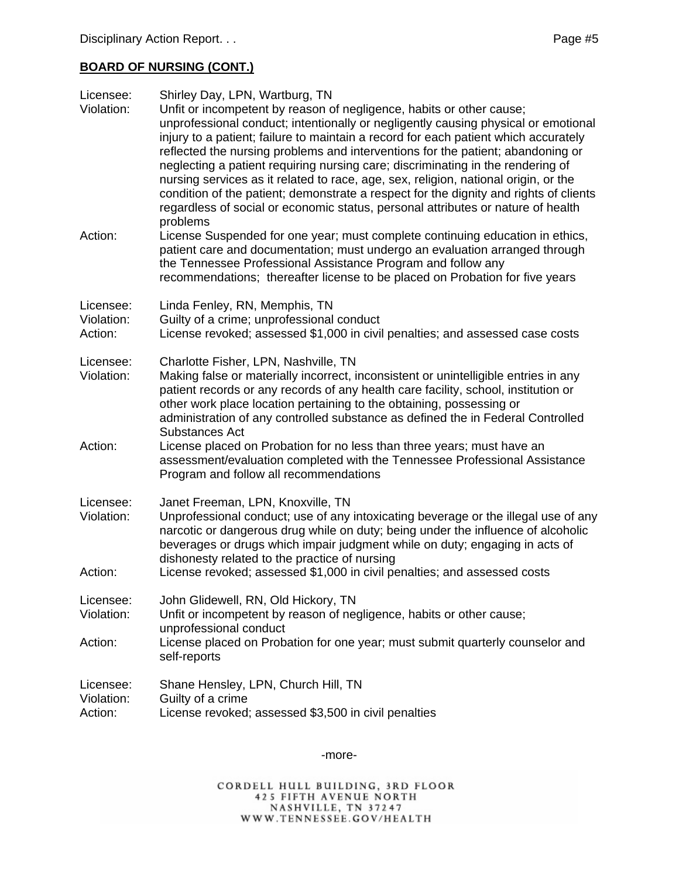## BOARD OF NURSING (CONT.)

Licensee: Shirley Day, LPN, Wartburg, TN
Violation: Unfit or incompetent by reason of negligence, habits or other cause; unprofessional conduct; intentionally or negligently causing physical or emotional injury to a patient; failure to maintain a record for each patient which accurately reflected the nursing problems and interventions for the patient; abandoning or neglecting a patient requiring nursing care; discriminating in the rendering of nursing services as it related to race, age, sex, religion, national origin, or the condition of the patient; demonstrate a respect for the dignity and rights of clients regardless of social or economic status, personal attributes or nature of health problems
Action: License Suspended for one year; must complete continuing education in ethics, patient care and documentation; must undergo an evaluation arranged through the Tennessee Professional Assistance Program and follow any recommendations; thereafter license to be placed on Probation for five years

Licensee: Linda Fenley, RN, Memphis, TN
Violation: Guilty of a crime; unprofessional conduct
Action: License revoked; assessed $1,000 in civil penalties; and assessed case costs

Licensee: Charlotte Fisher, LPN, Nashville, TN
Violation: Making false or materially incorrect, inconsistent or unintelligible entries in any patient records or any records of any health care facility, school, institution or other work place location pertaining to the obtaining, possessing or administration of any controlled substance as defined the in Federal Controlled Substances Act
Action: License placed on Probation for no less than three years; must have an assessment/evaluation completed with the Tennessee Professional Assistance Program and follow all recommendations

Licensee: Janet Freeman, LPN, Knoxville, TN
Violation: Unprofessional conduct; use of any intoxicating beverage or the illegal use of any narcotic or dangerous drug while on duty; being under the influence of alcoholic beverages or drugs which impair judgment while on duty; engaging in acts of dishonesty related to the practice of nursing
Action: License revoked; assessed $1,000 in civil penalties; and assessed costs

Licensee: John Glidewell, RN, Old Hickory, TN
Violation: Unfit or incompetent by reason of negligence, habits or other cause; unprofessional conduct
Action: License placed on Probation for one year; must submit quarterly counselor and self-reports

Licensee: Shane Hensley, LPN, Church Hill, TN
Violation: Guilty of a crime
Action: License revoked; assessed $3,500 in civil penalties

-more-

CORDELL HULL BUILDING, 3RD FLOOR
425 FIFTH AVENUE NORTH
NASHVILLE, TN 37247
WWW.TENNESSEE.GOV/HEALTH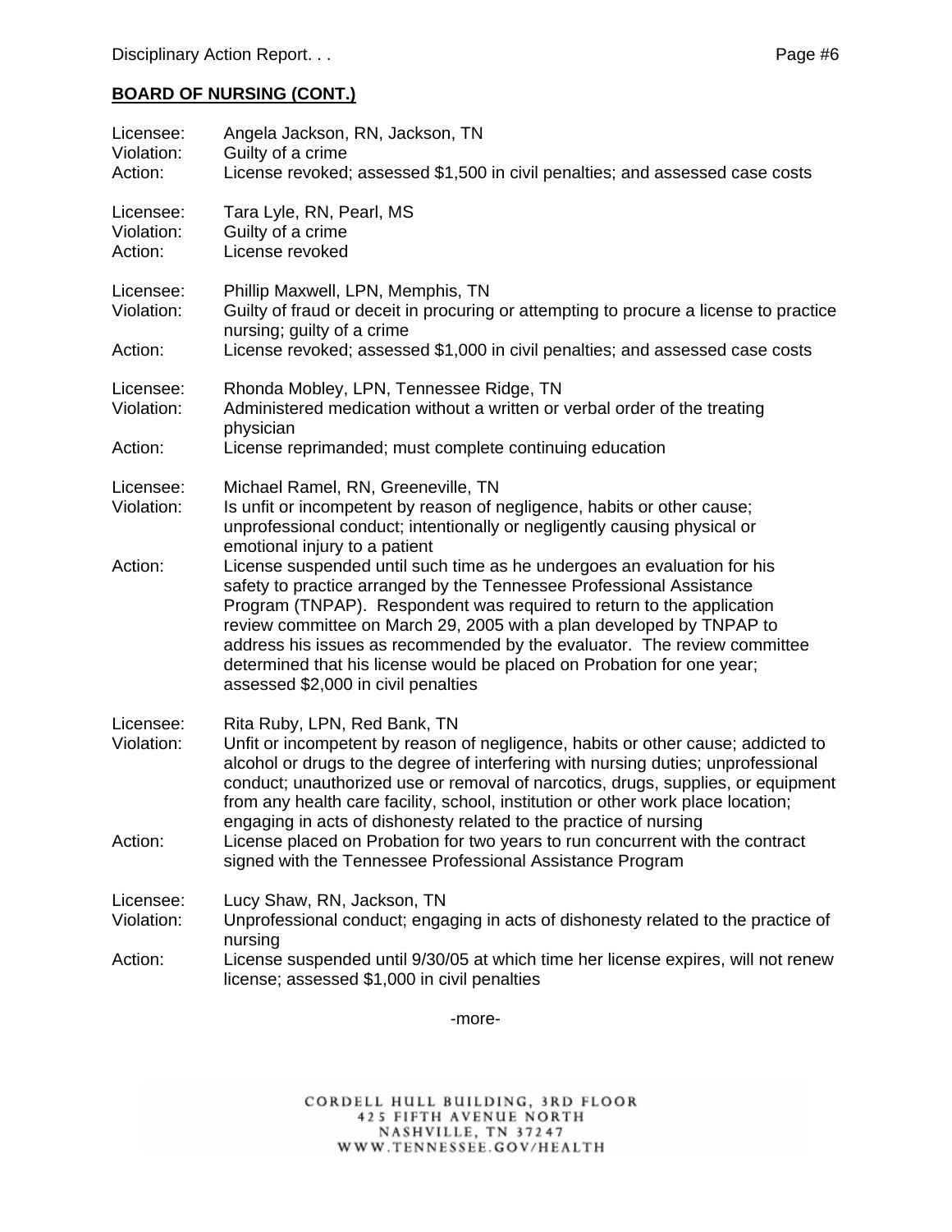## BOARD OF NURSING (CONT.)

Licensee: Angela Jackson, RN, Jackson, TN
Violation: Guilty of a crime
Action: License revoked; assessed $1,500 in civil penalties; and assessed case costs

Licensee: Tara Lyle, RN, Pearl, MS
Violation: Guilty of a crime
Action: License revoked

Licensee: Phillip Maxwell, LPN, Memphis, TN
Violation: Guilty of fraud or deceit in procuring or attempting to procure a license to practice nursing; guilty of a crime
Action: License revoked; assessed $1,000 in civil penalties; and assessed case costs

Licensee: Rhonda Mobley, LPN, Tennessee Ridge, TN
Violation: Administered medication without a written or verbal order of the treating physician
Action: License reprimanded; must complete continuing education

Licensee: Michael Ramel, RN, Greeneville, TN
Violation: Is unfit or incompetent by reason of negligence, habits or other cause; unprofessional conduct; intentionally or negligently causing physical or emotional injury to a patient
Action: License suspended until such time as he undergoes an evaluation for his safety to practice arranged by the Tennessee Professional Assistance Program (TNPAP). Respondent was required to return to the application review committee on March 29, 2005 with a plan developed by TNPAP to address his issues as recommended by the evaluator. The review committee determined that his license would be placed on Probation for one year; assessed $2,000 in civil penalties

Licensee: Rita Ruby, LPN, Red Bank, TN
Violation: Unfit or incompetent by reason of negligence, habits or other cause; addicted to alcohol or drugs to the degree of interfering with nursing duties; unprofessional conduct; unauthorized use or removal of narcotics, drugs, supplies, or equipment from any health care facility, school, institution or other work place location; engaging in acts of dishonesty related to the practice of nursing
Action: License placed on Probation for two years to run concurrent with the contract signed with the Tennessee Professional Assistance Program

Licensee: Lucy Shaw, RN, Jackson, TN
Violation: Unprofessional conduct; engaging in acts of dishonesty related to the practice of nursing
Action: License suspended until 9/30/05 at which time her license expires, will not renew license; assessed $1,000 in civil penalties

-more-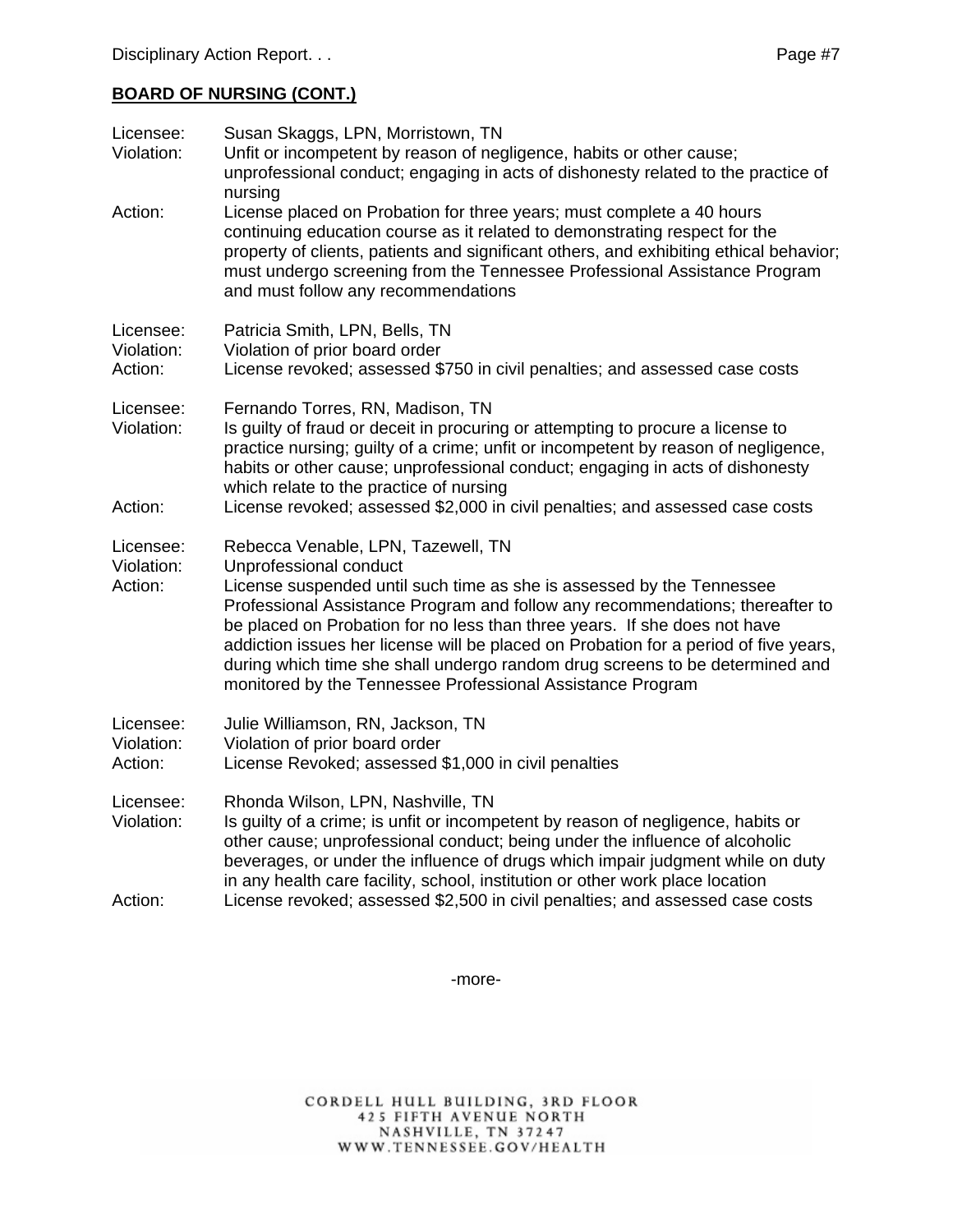**BOARD OF NURSING (CONT.)**

Licensee: Susan Skaggs, LPN, Morristown, TN
Violation: Unfit or incompetent by reason of negligence, habits or other cause; unprofessional conduct; engaging in acts of dishonesty related to the practice of nursing
Action: License placed on Probation for three years; must complete a 40 hours continuing education course as it related to demonstrating respect for the property of clients, patients and significant others, and exhibiting ethical behavior; must undergo screening from the Tennessee Professional Assistance Program and must follow any recommendations

Licensee: Patricia Smith, LPN, Bells, TN
Violation: Violation of prior board order
Action: License revoked; assessed $750 in civil penalties; and assessed case costs

Licensee: Fernando Torres, RN, Madison, TN
Violation: Is guilty of fraud or deceit in procuring or attempting to procure a license to practice nursing; guilty of a crime; unfit or incompetent by reason of negligence, habits or other cause; unprofessional conduct; engaging in acts of dishonesty which relate to the practice of nursing
Action: License revoked; assessed $2,000 in civil penalties; and assessed case costs

Licensee: Rebecca Venable, LPN, Tazewell, TN
Violation: Unprofessional conduct
Action: License suspended until such time as she is assessed by the Tennessee Professional Assistance Program and follow any recommendations; thereafter to be placed on Probation for no less than three years. If she does not have addiction issues her license will be placed on Probation for a period of five years, during which time she shall undergo random drug screens to be determined and monitored by the Tennessee Professional Assistance Program

Licensee: Julie Williamson, RN, Jackson, TN
Violation: Violation of prior board order
Action: License Revoked; assessed $1,000 in civil penalties

Licensee: Rhonda Wilson, LPN, Nashville, TN
Violation: Is guilty of a crime; is unfit or incompetent by reason of negligence, habits or other cause; unprofessional conduct; being under the influence of alcoholic beverages, or under the influence of drugs which impair judgment while on duty in any health care facility, school, institution or other work place location
Action: License revoked; assessed $2,500 in civil penalties; and assessed case costs

-more-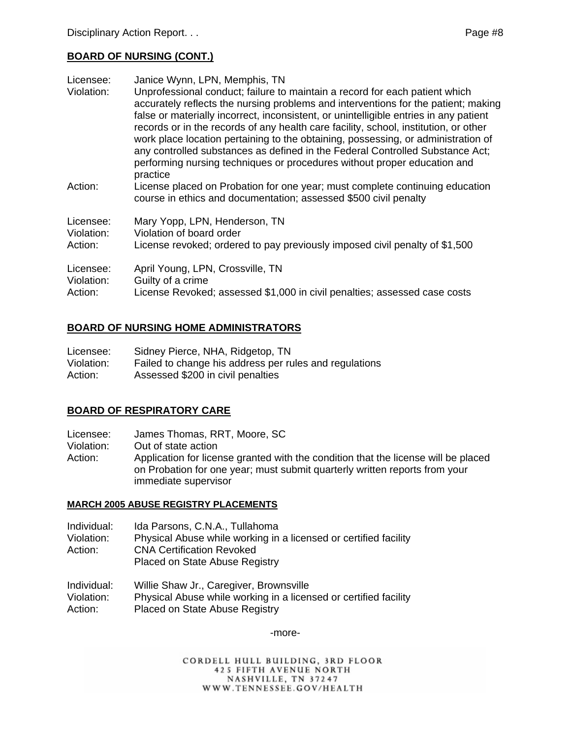## BOARD OF NURSING (CONT.)

Licensee: Janice Wynn, LPN, Memphis, TN
Violation: Unprofessional conduct; failure to maintain a record for each patient which accurately reflects the nursing problems and interventions for the patient; making false or materially incorrect, inconsistent, or unintelligible entries in any patient records or in the records of any health care facility, school, institution, or other work place location pertaining to the obtaining, possessing, or administration of any controlled substances as defined in the Federal Controlled Substance Act; performing nursing techniques or procedures without proper education and practice
Action: License placed on Probation for one year; must complete continuing education course in ethics and documentation; assessed $500 civil penalty

Licensee: Mary Yopp, LPN, Henderson, TN
Violation: Violation of board order
Action: License revoked; ordered to pay previously imposed civil penalty of $1,500

Licensee: April Young, LPN, Crossville, TN
Violation: Guilty of a crime
Action: License Revoked; assessed $1,000 in civil penalties; assessed case costs

## BOARD OF NURSING HOME ADMINISTRATORS

Licensee: Sidney Pierce, NHA, Ridgetop, TN
Violation: Failed to change his address per rules and regulations
Action: Assessed $200 in civil penalties

## BOARD OF RESPIRATORY CARE

Licensee: James Thomas, RRT, Moore, SC
Violation: Out of state action
Action: Application for license granted with the condition that the license will be placed on Probation for one year; must submit quarterly written reports from your immediate supervisor

### MARCH 2005 ABUSE REGISTRY PLACEMENTS

Individual: Ida Parsons, C.N.A., Tullahoma
Violation: Physical Abuse while working in a licensed or certified facility
Action: CNA Certification Revoked
Placed on State Abuse Registry

Individual: Willie Shaw Jr., Caregiver, Brownsville
Violation: Physical Abuse while working in a licensed or certified facility
Action: Placed on State Abuse Registry

-more-

CORDELL HULL BUILDING, 3RD FLOOR
425 FIFTH AVENUE NORTH
NASHVILLE, TN 37247
WWW.TENNESSEE.GOV/HEALTH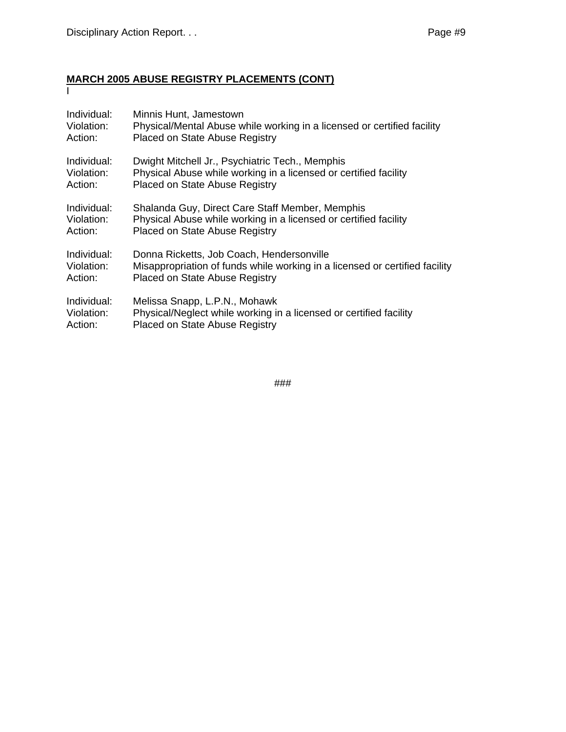## MARCH 2005 ABUSE REGISTRY PLACEMENTS (CONT)

I

Individual: Minnis Hunt, Jamestown
Violation: Physical/Mental Abuse while working in a licensed or certified facility
Action: Placed on State Abuse Registry

Individual: Dwight Mitchell Jr., Psychiatric Tech., Memphis
Violation: Physical Abuse while working in a licensed or certified facility
Action: Placed on State Abuse Registry

Individual: Shalanda Guy, Direct Care Staff Member, Memphis
Violation: Physical Abuse while working in a licensed or certified facility
Action: Placed on State Abuse Registry

Individual: Donna Ricketts, Job Coach, Hendersonville
Violation: Misappropriation of funds while working in a licensed or certified facility
Action: Placed on State Abuse Registry

Individual: Melissa Snapp, L.P.N., Mohawk
Violation: Physical/Neglect while working in a licensed or certified facility
Action: Placed on State Abuse Registry

###